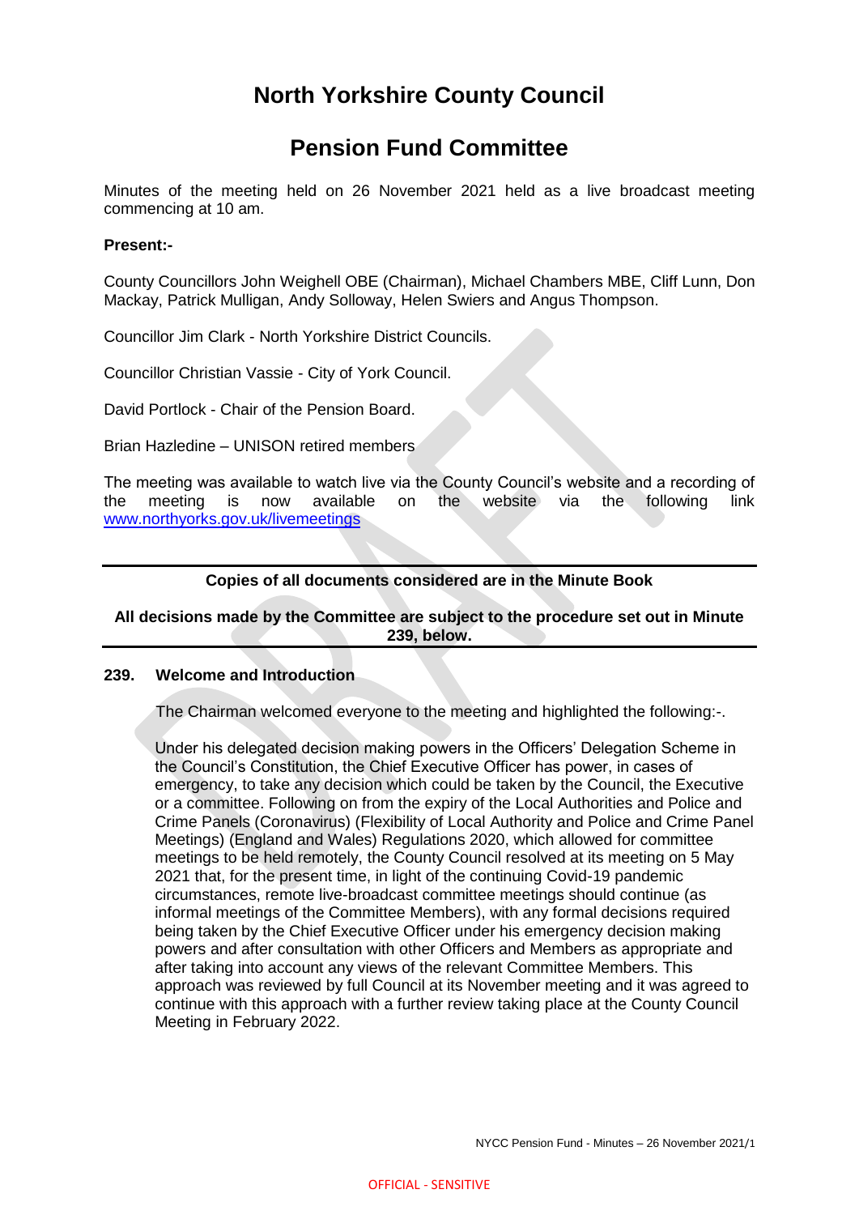# North Yorkshire County Council

# Pension Fund Committee

Minutes of the meeting held on 26 November 2021 held as a live broadcast meeting commencing at 10 am.

**Present:-**

County Councillors John Weighell OBE (Chairman), Michael Chambers MBE, Cliff Lunn, Don Mackay, Patrick Mulligan, Andy Solloway, Helen Swiers and Angus Thompson.

Councillor Jim Clark - North Yorkshire District Councils.

Councillor Christian Vassie - City of York Council.

David Portlock - Chair of the Pension Board.

Brian Hazledine – UNISON retired members

The meeting was available to watch live via the County Council's website and a recording of the meeting is now available on the website via the following link www.northyorks.gov.uk/livemeetings

---

**Copies of all documents considered are in the Minute Book**

**All decisions made by the Committee are subject to the procedure set out in Minute 239, below.**

---

**239. Welcome and Introduction**

The Chairman welcomed everyone to the meeting and highlighted the following:-.

Under his delegated decision making powers in the Officers' Delegation Scheme in the Council's Constitution, the Chief Executive Officer has power, in cases of emergency, to take any decision which could be taken by the Council, the Executive or a committee. Following on from the expiry of the Local Authorities and Police and Crime Panels (Coronavirus) (Flexibility of Local Authority and Police and Crime Panel Meetings) (England and Wales) Regulations 2020, which allowed for committee meetings to be held remotely, the County Council resolved at its meeting on 5 May 2021 that, for the present time, in light of the continuing Covid-19 pandemic circumstances, remote live-broadcast committee meetings should continue (as informal meetings of the Committee Members), with any formal decisions required being taken by the Chief Executive Officer under his emergency decision making powers and after consultation with other Officers and Members as appropriate and after taking into account any views of the relevant Committee Members. This approach was reviewed by full Council at its November meeting and it was agreed to continue with this approach with a further review taking place at the County Council Meeting in February 2022.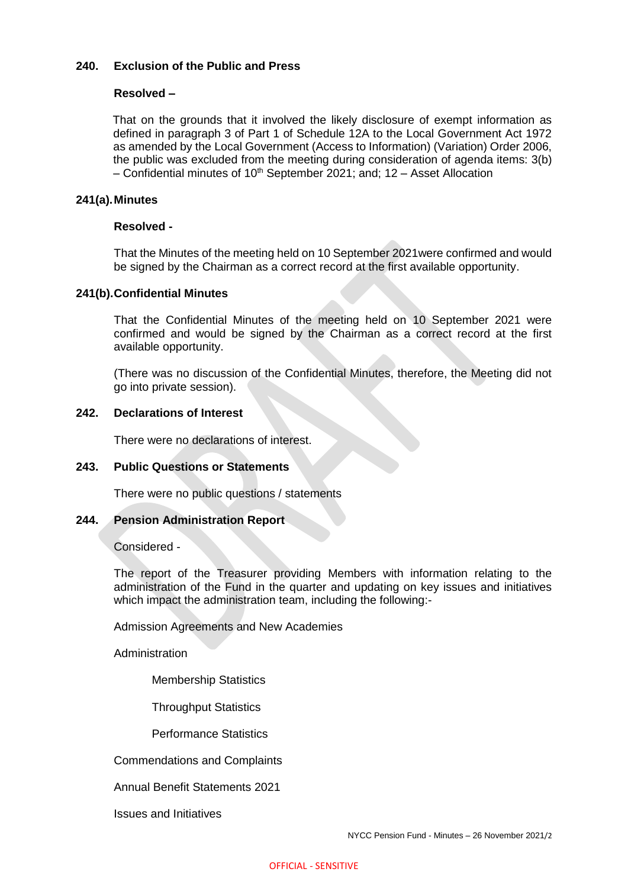**240. Exclusion of the Public and Press**

**Resolved –**

That on the grounds that it involved the likely disclosure of exempt information as defined in paragraph 3 of Part 1 of Schedule 12A to the Local Government Act 1972 as amended by the Local Government (Access to Information) (Variation) Order 2006, the public was excluded from the meeting during consideration of agenda items: 3(b) – Confidential minutes of 10th September 2021; and; 12 – Asset Allocation

**241(a). Minutes**

**Resolved -**

That the Minutes of the meeting held on 10 September 2021were confirmed and would be signed by the Chairman as a correct record at the first available opportunity.

**241(b). Confidential Minutes**

That the Confidential Minutes of the meeting held on 10 September 2021 were confirmed and would be signed by the Chairman as a correct record at the first available opportunity.

(There was no discussion of the Confidential Minutes, therefore, the Meeting did not go into private session).

**242. Declarations of Interest**

There were no declarations of interest.

**243. Public Questions or Statements**

There were no public questions / statements

**244. Pension Administration Report**

Considered -

The report of the Treasurer providing Members with information relating to the administration of the Fund in the quarter and updating on key issues and initiatives which impact the administration team, including the following:-

Admission Agreements and New Academies

Administration

- Membership Statistics
- Throughput Statistics
- Performance Statistics

Commendations and Complaints

Annual Benefit Statements 2021

Issues and Initiatives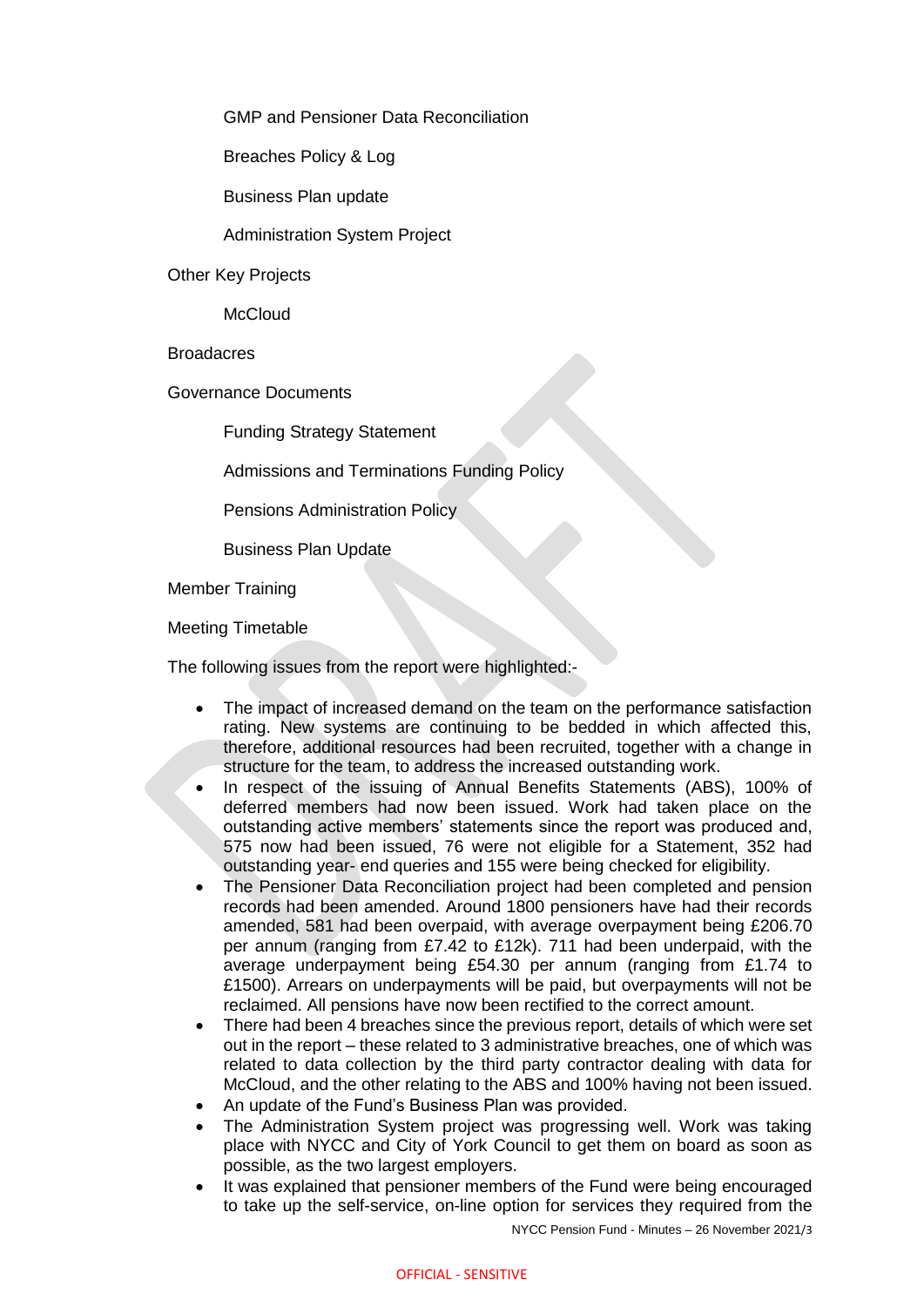GMP and Pensioner Data Reconciliation

Breaches Policy & Log

Business Plan update

Administration System Project

Other Key Projects

McCloud

Broadacres

Governance Documents

Funding Strategy Statement

Admissions and Terminations Funding Policy

Pensions Administration Policy

Business Plan Update

Member Training

Meeting Timetable

The following issues from the report were highlighted:-

- The impact of increased demand on the team on the performance satisfaction rating. New systems are continuing to be bedded in which affected this, therefore, additional resources had been recruited, together with a change in structure for the team, to address the increased outstanding work.
- In respect of the issuing of Annual Benefits Statements (ABS), 100% of deferred members had now been issued. Work had taken place on the outstanding active members' statements since the report was produced and, 575 now had been issued, 76 were not eligible for a Statement, 352 had outstanding year- end queries and 155 were being checked for eligibility.
- The Pensioner Data Reconciliation project had been completed and pension records had been amended. Around 1800 pensioners have had their records amended, 581 had been overpaid, with average overpayment being £206.70 per annum (ranging from £7.42 to £12k). 711 had been underpaid, with the average underpayment being £54.30 per annum (ranging from £1.74 to £1500). Arrears on underpayments will be paid, but overpayments will not be reclaimed. All pensions have now been rectified to the correct amount.
- There had been 4 breaches since the previous report, details of which were set out in the report – these related to 3 administrative breaches, one of which was related to data collection by the third party contractor dealing with data for McCloud, and the other relating to the ABS and 100% having not been issued.
- An update of the Fund's Business Plan was provided.
- The Administration System project was progressing well. Work was taking place with NYCC and City of York Council to get them on board as soon as possible, as the two largest employers.
- It was explained that pensioner members of the Fund were being encouraged to take up the self-service, on-line option for services they required from the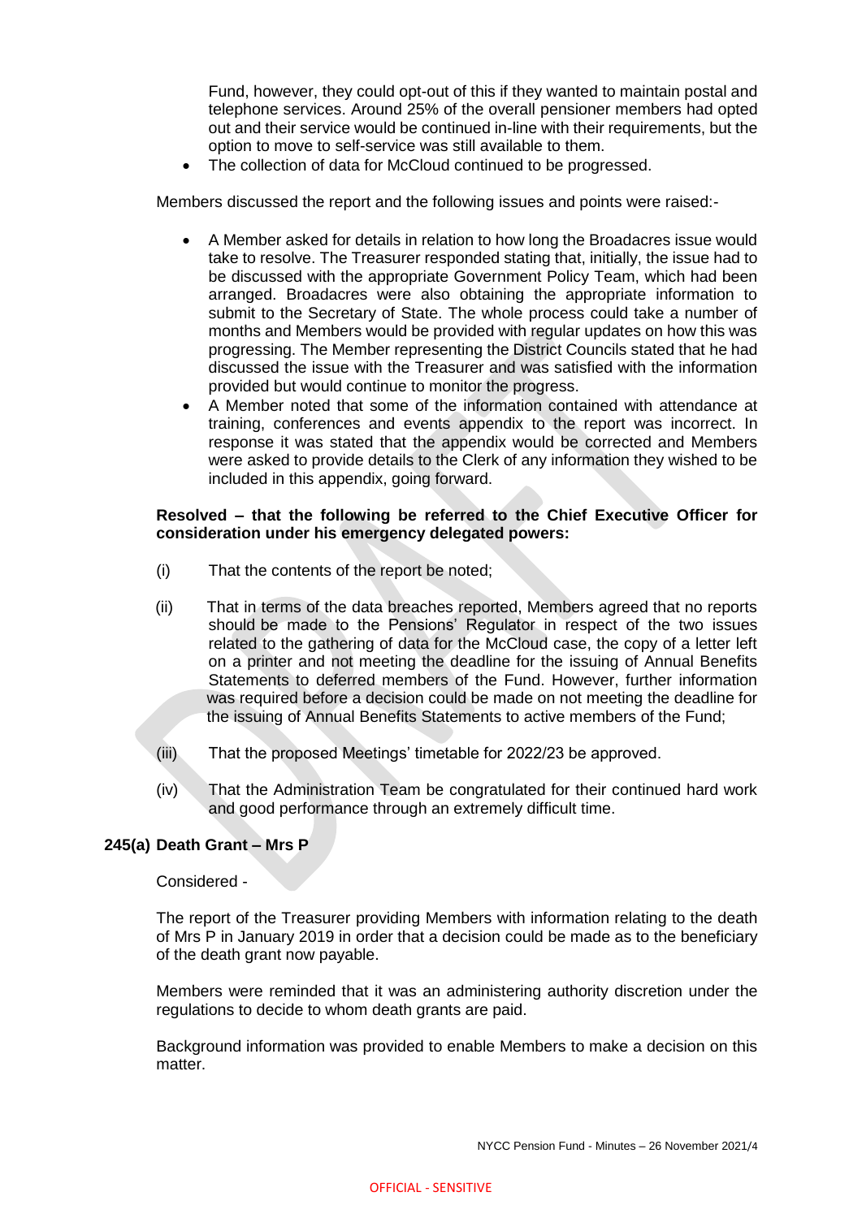Fund, however, they could opt-out of this if they wanted to maintain postal and telephone services. Around 25% of the overall pensioner members had opted out and their service would be continued in-line with their requirements, but the option to move to self-service was still available to them.

- The collection of data for McCloud continued to be progressed.

Members discussed the report and the following issues and points were raised:-

- A Member asked for details in relation to how long the Broadacres issue would take to resolve. The Treasurer responded stating that, initially, the issue had to be discussed with the appropriate Government Policy Team, which had been arranged. Broadacres were also obtaining the appropriate information to submit to the Secretary of State. The whole process could take a number of months and Members would be provided with regular updates on how this was progressing. The Member representing the District Councils stated that he had discussed the issue with the Treasurer and was satisfied with the information provided but would continue to monitor the progress.
- A Member noted that some of the information contained with attendance at training, conferences and events appendix to the report was incorrect. In response it was stated that the appendix would be corrected and Members were asked to provide details to the Clerk of any information they wished to be included in this appendix, going forward.

**Resolved – that the following be referred to the Chief Executive Officer for consideration under his emergency delegated powers:**

(i) That the contents of the report be noted;

(ii) That in terms of the data breaches reported, Members agreed that no reports should be made to the Pensions' Regulator in respect of the two issues related to the gathering of data for the McCloud case, the copy of a letter left on a printer and not meeting the deadline for the issuing of Annual Benefits Statements to deferred members of the Fund. However, further information was required before a decision could be made on not meeting the deadline for the issuing of Annual Benefits Statements to active members of the Fund;

(iii) That the proposed Meetings' timetable for 2022/23 be approved.

(iv) That the Administration Team be congratulated for their continued hard work and good performance through an extremely difficult time.

## 245(a) Death Grant – Mrs P

Considered -

The report of the Treasurer providing Members with information relating to the death of Mrs P in January 2019 in order that a decision could be made as to the beneficiary of the death grant now payable.

Members were reminded that it was an administering authority discretion under the regulations to decide to whom death grants are paid.

Background information was provided to enable Members to make a decision on this matter.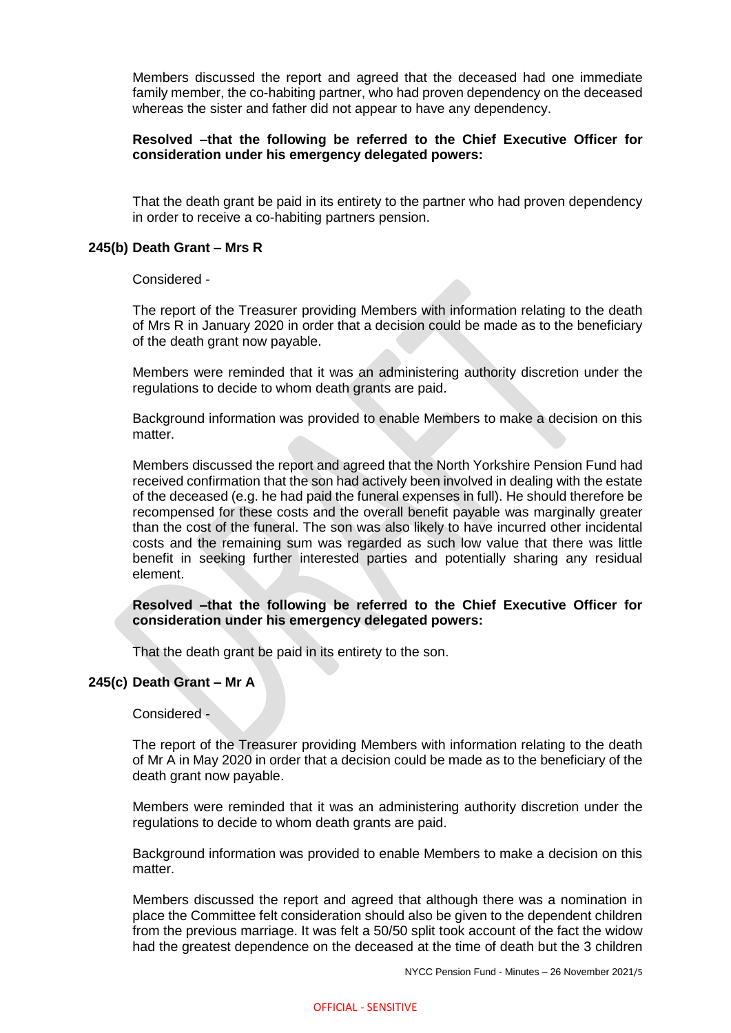Members discussed the report and agreed that the deceased had one immediate family member, the co-habiting partner, who had proven dependency on the deceased whereas the sister and father did not appear to have any dependency.

**Resolved –that the following be referred to the Chief Executive Officer for consideration under his emergency delegated powers:**

That the death grant be paid in its entirety to the partner who had proven dependency in order to receive a co-habiting partners pension.

### 245(b) Death Grant – Mrs R

Considered -

The report of the Treasurer providing Members with information relating to the death of Mrs R in January 2020 in order that a decision could be made as to the beneficiary of the death grant now payable.

Members were reminded that it was an administering authority discretion under the regulations to decide to whom death grants are paid.

Background information was provided to enable Members to make a decision on this matter.

Members discussed the report and agreed that the North Yorkshire Pension Fund had received confirmation that the son had actively been involved in dealing with the estate of the deceased (e.g. he had paid the funeral expenses in full). He should therefore be recompensed for these costs and the overall benefit payable was marginally greater than the cost of the funeral. The son was also likely to have incurred other incidental costs and the remaining sum was regarded as such low value that there was little benefit in seeking further interested parties and potentially sharing any residual element.

**Resolved –that the following be referred to the Chief Executive Officer for consideration under his emergency delegated powers:**

That the death grant be paid in its entirety to the son.

### 245(c) Death Grant – Mr A

Considered -

The report of the Treasurer providing Members with information relating to the death of Mr A in May 2020 in order that a decision could be made as to the beneficiary of the death grant now payable.

Members were reminded that it was an administering authority discretion under the regulations to decide to whom death grants are paid.

Background information was provided to enable Members to make a decision on this matter.

Members discussed the report and agreed that although there was a nomination in place the Committee felt consideration should also be given to the dependent children from the previous marriage. It was felt a 50/50 split took account of the fact the widow had the greatest dependence on the deceased at the time of death but the 3 children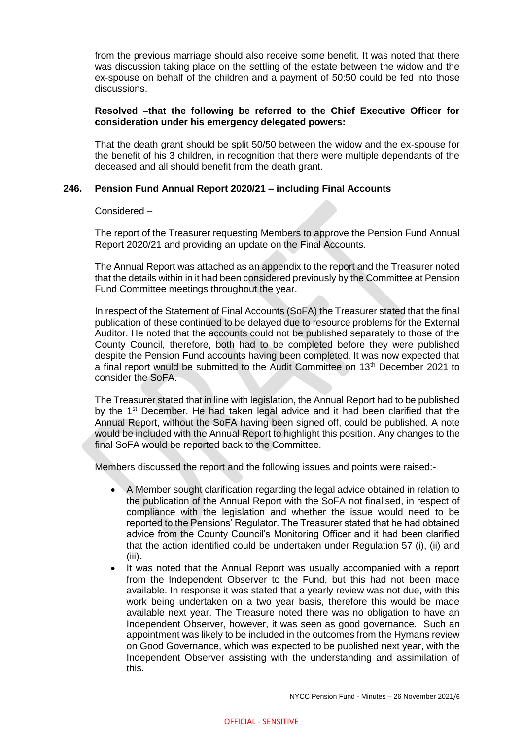from the previous marriage should also receive some benefit. It was noted that there was discussion taking place on the settling of the estate between the widow and the ex-spouse on behalf of the children and a payment of 50:50 could be fed into those discussions.

**Resolved –that the following be referred to the Chief Executive Officer for consideration under his emergency delegated powers:**

That the death grant should be split 50/50 between the widow and the ex-spouse for the benefit of his 3 children, in recognition that there were multiple dependants of the deceased and all should benefit from the death grant.

### 246. Pension Fund Annual Report 2020/21 – including Final Accounts

Considered –

The report of the Treasurer requesting Members to approve the Pension Fund Annual Report 2020/21 and providing an update on the Final Accounts.

The Annual Report was attached as an appendix to the report and the Treasurer noted that the details within in it had been considered previously by the Committee at Pension Fund Committee meetings throughout the year.

In respect of the Statement of Final Accounts (SoFA) the Treasurer stated that the final publication of these continued to be delayed due to resource problems for the External Auditor. He noted that the accounts could not be published separately to those of the County Council, therefore, both had to be completed before they were published despite the Pension Fund accounts having been completed. It was now expected that a final report would be submitted to the Audit Committee on 13th December 2021 to consider the SoFA.

The Treasurer stated that in line with legislation, the Annual Report had to be published by the 1st December. He had taken legal advice and it had been clarified that the Annual Report, without the SoFA having been signed off, could be published. A note would be included with the Annual Report to highlight this position. Any changes to the final SoFA would be reported back to the Committee.

Members discussed the report and the following issues and points were raised:-

- A Member sought clarification regarding the legal advice obtained in relation to the publication of the Annual Report with the SoFA not finalised, in respect of compliance with the legislation and whether the issue would need to be reported to the Pensions' Regulator. The Treasurer stated that he had obtained advice from the County Council's Monitoring Officer and it had been clarified that the action identified could be undertaken under Regulation 57 (i), (ii) and (iii).
- It was noted that the Annual Report was usually accompanied with a report from the Independent Observer to the Fund, but this had not been made available. In response it was stated that a yearly review was not due, with this work being undertaken on a two year basis, therefore this would be made available next year. The Treasure noted there was no obligation to have an Independent Observer, however, it was seen as good governance. Such an appointment was likely to be included in the outcomes from the Hymans review on Good Governance, which was expected to be published next year, with the Independent Observer assisting with the understanding and assimilation of this.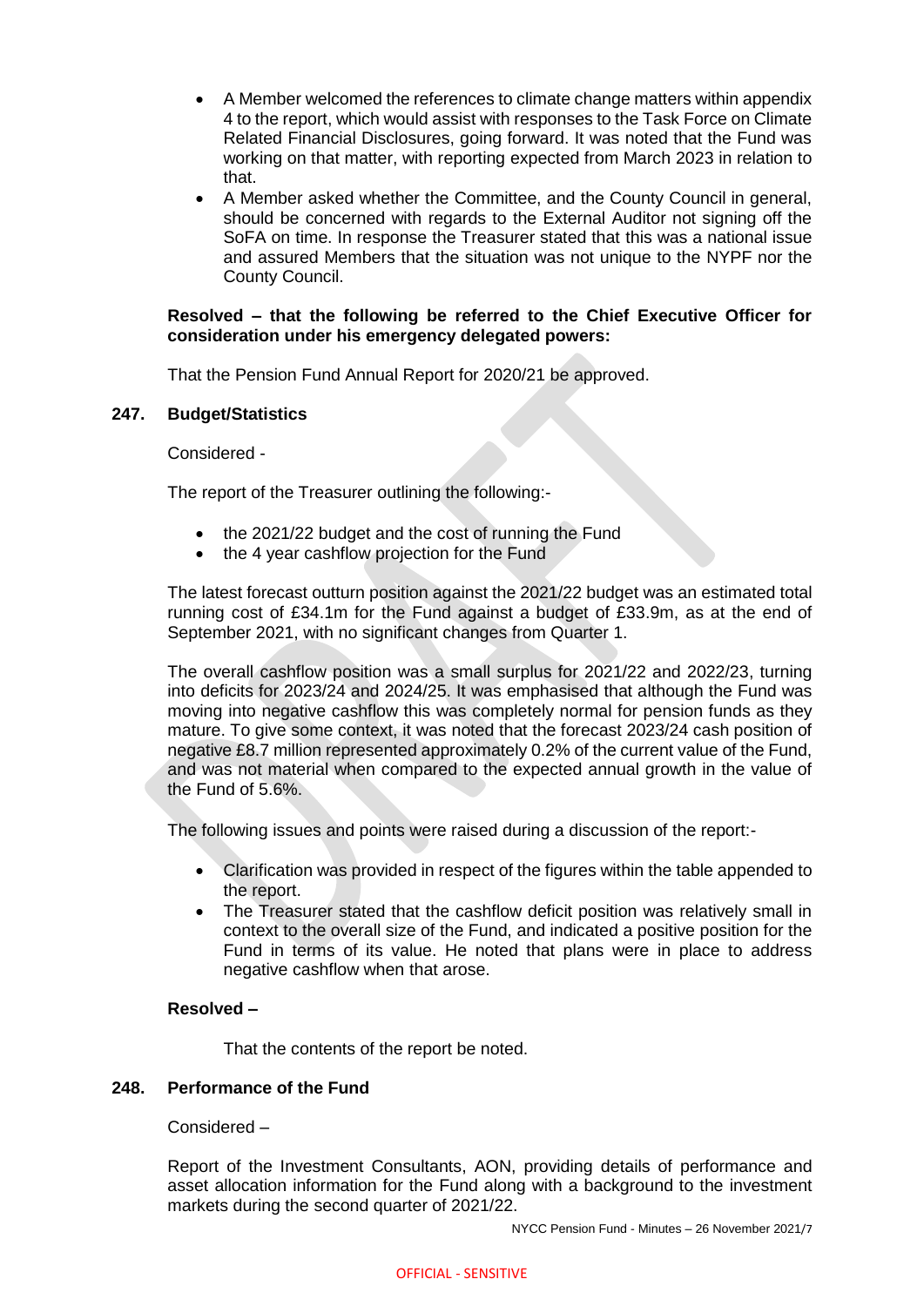- A Member welcomed the references to climate change matters within appendix 4 to the report, which would assist with responses to the Task Force on Climate Related Financial Disclosures, going forward. It was noted that the Fund was working on that matter, with reporting expected from March 2023 in relation to that.
- A Member asked whether the Committee, and the County Council in general, should be concerned with regards to the External Auditor not signing off the SoFA on time. In response the Treasurer stated that this was a national issue and assured Members that the situation was not unique to the NYPF nor the County Council.

**Resolved – that the following be referred to the Chief Executive Officer for consideration under his emergency delegated powers:**

That the Pension Fund Annual Report for 2020/21 be approved.

**247. Budget/Statistics**

Considered -

The report of the Treasurer outlining the following:-

- the 2021/22 budget and the cost of running the Fund
- the 4 year cashflow projection for the Fund

The latest forecast outturn position against the 2021/22 budget was an estimated total running cost of £34.1m for the Fund against a budget of £33.9m, as at the end of September 2021, with no significant changes from Quarter 1.

The overall cashflow position was a small surplus for 2021/22 and 2022/23, turning into deficits for 2023/24 and 2024/25. It was emphasised that although the Fund was moving into negative cashflow this was completely normal for pension funds as they mature. To give some context, it was noted that the forecast 2023/24 cash position of negative £8.7 million represented approximately 0.2% of the current value of the Fund, and was not material when compared to the expected annual growth in the value of the Fund of 5.6%.

The following issues and points were raised during a discussion of the report:-

- Clarification was provided in respect of the figures within the table appended to the report.
- The Treasurer stated that the cashflow deficit position was relatively small in context to the overall size of the Fund, and indicated a positive position for the Fund in terms of its value. He noted that plans were in place to address negative cashflow when that arose.

**Resolved –**

That the contents of the report be noted.

**248. Performance of the Fund**

Considered –

Report of the Investment Consultants, AON, providing details of performance and asset allocation information for the Fund along with a background to the investment markets during the second quarter of 2021/22.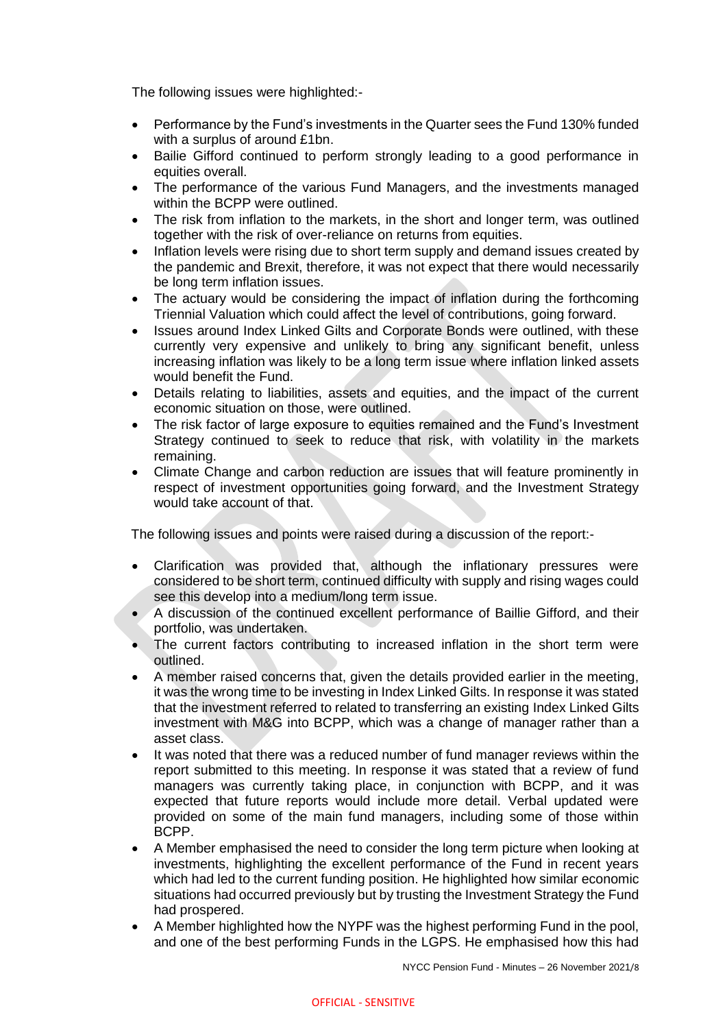The following issues were highlighted:-

- Performance by the Fund's investments in the Quarter sees the Fund 130% funded with a surplus of around £1bn.
- Bailie Gifford continued to perform strongly leading to a good performance in equities overall.
- The performance of the various Fund Managers, and the investments managed within the BCPP were outlined.
- The risk from inflation to the markets, in the short and longer term, was outlined together with the risk of over-reliance on returns from equities.
- Inflation levels were rising due to short term supply and demand issues created by the pandemic and Brexit, therefore, it was not expect that there would necessarily be long term inflation issues.
- The actuary would be considering the impact of inflation during the forthcoming Triennial Valuation which could affect the level of contributions, going forward.
- Issues around Index Linked Gilts and Corporate Bonds were outlined, with these currently very expensive and unlikely to bring any significant benefit, unless increasing inflation was likely to be a long term issue where inflation linked assets would benefit the Fund.
- Details relating to liabilities, assets and equities, and the impact of the current economic situation on those, were outlined.
- The risk factor of large exposure to equities remained and the Fund's Investment Strategy continued to seek to reduce that risk, with volatility in the markets remaining.
- Climate Change and carbon reduction are issues that will feature prominently in respect of investment opportunities going forward, and the Investment Strategy would take account of that.

The following issues and points were raised during a discussion of the report:-

- Clarification was provided that, although the inflationary pressures were considered to be short term, continued difficulty with supply and rising wages could see this develop into a medium/long term issue.
- A discussion of the continued excellent performance of Baillie Gifford, and their portfolio, was undertaken.
- The current factors contributing to increased inflation in the short term were outlined.
- A member raised concerns that, given the details provided earlier in the meeting, it was the wrong time to be investing in Index Linked Gilts. In response it was stated that the investment referred to related to transferring an existing Index Linked Gilts investment with M&G into BCPP, which was a change of manager rather than a asset class.
- It was noted that there was a reduced number of fund manager reviews within the report submitted to this meeting. In response it was stated that a review of fund managers was currently taking place, in conjunction with BCPP, and it was expected that future reports would include more detail. Verbal updated were provided on some of the main fund managers, including some of those within BCPP.
- A Member emphasised the need to consider the long term picture when looking at investments, highlighting the excellent performance of the Fund in recent years which had led to the current funding position. He highlighted how similar economic situations had occurred previously but by trusting the Investment Strategy the Fund had prospered.
- A Member highlighted how the NYPF was the highest performing Fund in the pool, and one of the best performing Funds in the LGPS. He emphasised how this had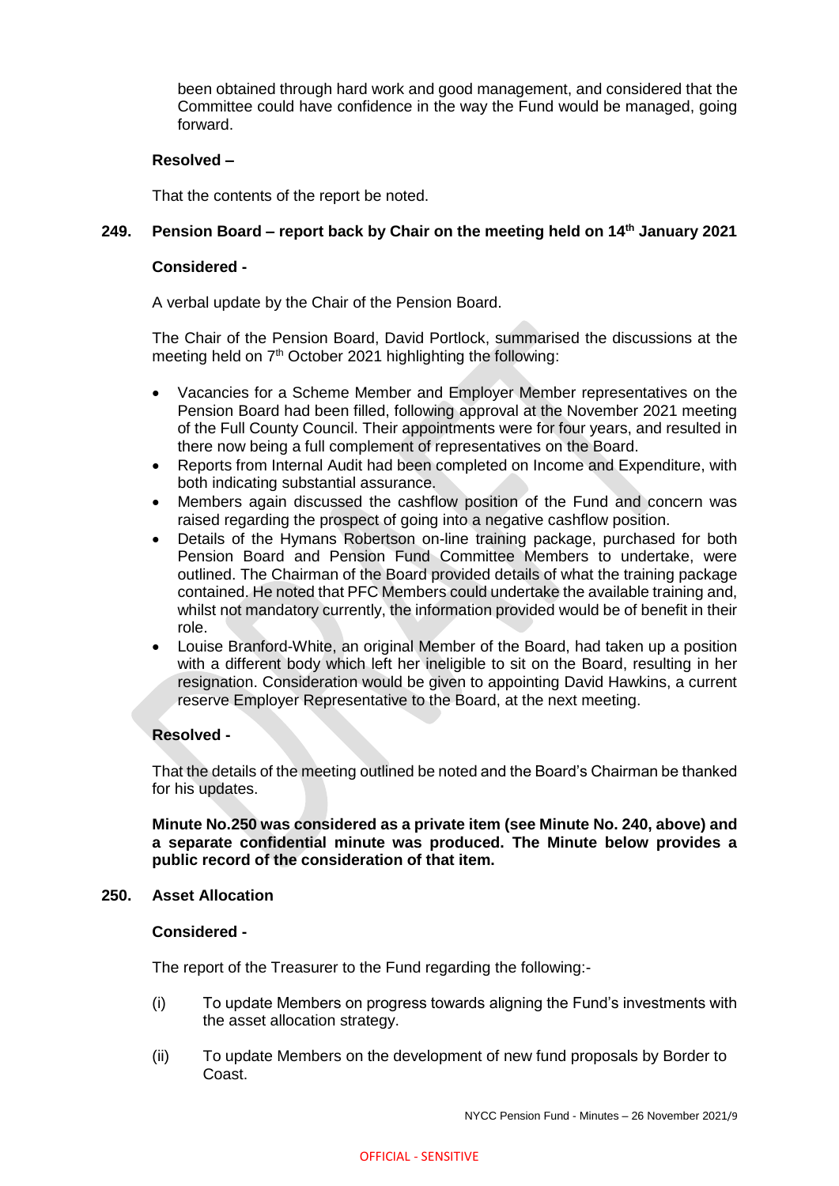been obtained through hard work and good management, and considered that the Committee could have confidence in the way the Fund would be managed, going forward.

**Resolved –**

That the contents of the report be noted.

## 249. Pension Board – report back by Chair on the meeting held on 14th January 2021

**Considered -**

A verbal update by the Chair of the Pension Board.

The Chair of the Pension Board, David Portlock, summarised the discussions at the meeting held on 7th October 2021 highlighting the following:

- Vacancies for a Scheme Member and Employer Member representatives on the Pension Board had been filled, following approval at the November 2021 meeting of the Full County Council. Their appointments were for four years, and resulted in there now being a full complement of representatives on the Board.
- Reports from Internal Audit had been completed on Income and Expenditure, with both indicating substantial assurance.
- Members again discussed the cashflow position of the Fund and concern was raised regarding the prospect of going into a negative cashflow position.
- Details of the Hymans Robertson on-line training package, purchased for both Pension Board and Pension Fund Committee Members to undertake, were outlined. The Chairman of the Board provided details of what the training package contained. He noted that PFC Members could undertake the available training and, whilst not mandatory currently, the information provided would be of benefit in their role.
- Louise Branford-White, an original Member of the Board, had taken up a position with a different body which left her ineligible to sit on the Board, resulting in her resignation. Consideration would be given to appointing David Hawkins, a current reserve Employer Representative to the Board, at the next meeting.

**Resolved -**

That the details of the meeting outlined be noted and the Board's Chairman be thanked for his updates.

**Minute No.250 was considered as a private item (see Minute No. 240, above) and a separate confidential minute was produced. The Minute below provides a public record of the consideration of that item.**

## 250. Asset Allocation

**Considered -**

The report of the Treasurer to the Fund regarding the following:-

(i) To update Members on progress towards aligning the Fund's investments with the asset allocation strategy.

(ii) To update Members on the development of new fund proposals by Border to Coast.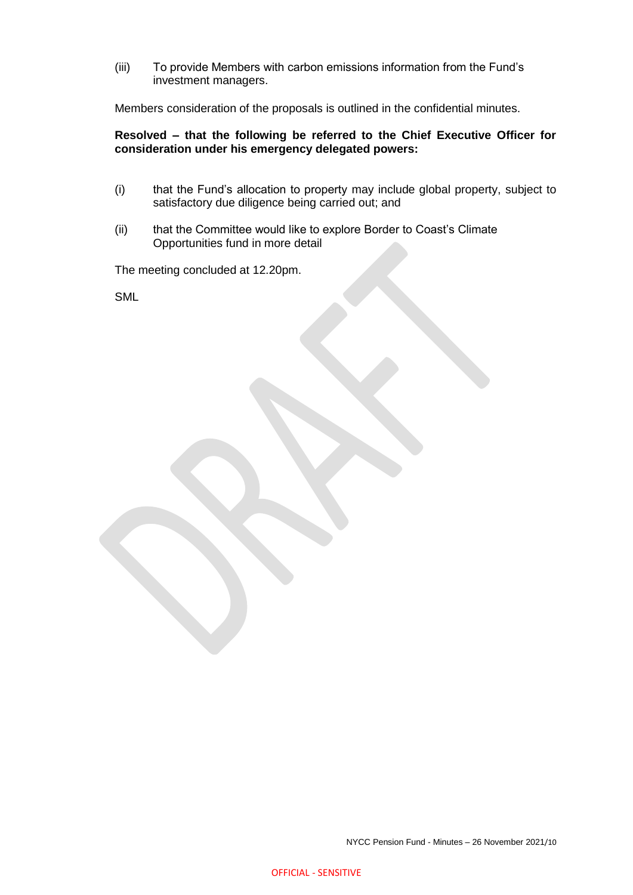(iii) To provide Members with carbon emissions information from the Fund's investment managers.

Members consideration of the proposals is outlined in the confidential minutes.

**Resolved – that the following be referred to the Chief Executive Officer for consideration under his emergency delegated powers:**

(i) that the Fund's allocation to property may include global property, subject to satisfactory due diligence being carried out; and

(ii) that the Committee would like to explore Border to Coast's Climate Opportunities fund in more detail

The meeting concluded at 12.20pm.

SML